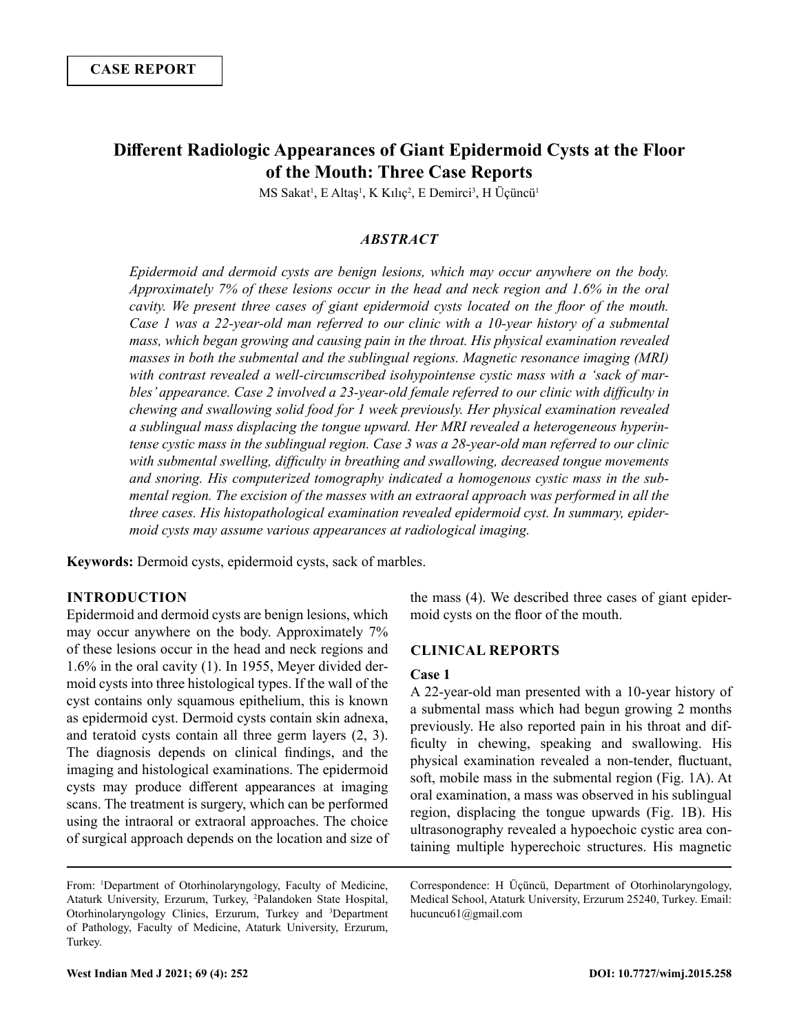**CASE REPORT**

# Different Radiologic Appearances of Giant Epidermoid Cysts at the Floor of the Mouth: Three Case Reports

MS Sakat[1], E Altaş[1], K Kılıç[2], E Demirci[3], H Üçüncü[1]

### *ABSTRACT*

*Epidermoid and dermoid cysts are benign lesions, which may occur anywhere on the body. Approximately 7% of these lesions occur in the head and neck region and 1.6% in the oral cavity. We present three cases of giant epidermoid cysts located on the floor of the mouth. Case 1 was a 22-year-old man referred to our clinic with a 10-year history of a submental mass, which began growing and causing pain in the throat. His physical examination revealed masses in both the submental and the sublingual regions. Magnetic resonance imaging (MRI) with contrast revealed a well-circumscribed isohypointense cystic mass with a 'sack of marbles' appearance. Case 2 involved a 23-year-old female referred to our clinic with difficulty in chewing and swallowing solid food for 1 week previously. Her physical examination revealed a sublingual mass displacing the tongue upward. Her MRI revealed a heterogeneous hyperintense cystic mass in the sublingual region. Case 3 was a 28-year-old man referred to our clinic with submental swelling, difficulty in breathing and swallowing, decreased tongue movements and snoring. His computerized tomography indicated a homogenous cystic mass in the submental region. The excision of the masses with an extraoral approach was performed in all the three cases. His histopathological examination revealed epidermoid cyst. In summary, epidermoid cysts may assume various appearances at radiological imaging.*

**Keywords:** Dermoid cysts, epidermoid cysts, sack of marbles.

## INTRODUCTION

Epidermoid and dermoid cysts are benign lesions, which may occur anywhere on the body. Approximately 7% of these lesions occur in the head and neck regions and 1.6% in the oral cavity (1). In 1955, Meyer divided dermoid cysts into three histological types. If the wall of the cyst contains only squamous epithelium, this is known as epidermoid cyst. Dermoid cysts contain skin adnexa, and teratoid cysts contain all three germ layers (2, 3). The diagnosis depends on clinical findings, and the imaging and histological examinations. The epidermoid cysts may produce different appearances at imaging scans. The treatment is surgery, which can be performed using the intraoral or extraoral approaches. The choice of surgical approach depends on the location and size of the mass (4). We described three cases of giant epidermoid cysts on the floor of the mouth.

## CLINICAL REPORTS

### Case 1

A 22-year-old man presented with a 10-year history of a submental mass which had begun growing 2 months previously. He also reported pain in his throat and difficulty in chewing, speaking and swallowing. His physical examination revealed a non-tender, fluctuant, soft, mobile mass in the submental region (Fig. 1A). At oral examination, a mass was observed in his sublingual region, displacing the tongue upwards (Fig. 1B). His ultrasonography revealed a hypoechoic cystic area containing multiple hyperechoic structures. His magnetic

From: [1]Department of Otorhinolaryngology, Faculty of Medicine, Ataturk University, Erzurum, Turkey, [2]Palandoken State Hospital, Otorhinolaryngology Clinics, Erzurum, Turkey and [3]Department of Pathology, Faculty of Medicine, Ataturk University, Erzurum, Turkey.

Correspondence: H Üçüncü, Department of Otorhinolaryngology, Medical School, Ataturk University, Erzurum 25240, Turkey. Email: hucuncu61@gmail.com

DOI: 10.7727/wimj.2015.258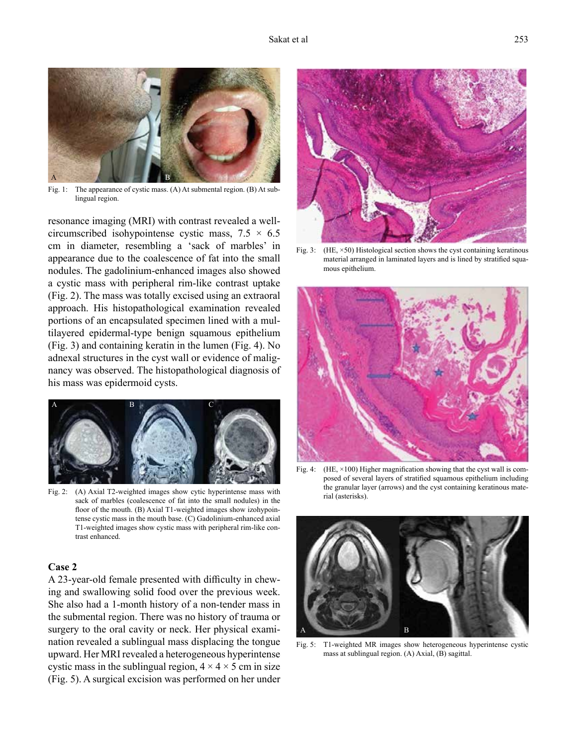Fig. 1: The appearance of cystic mass. (A) At submental region. (B) At sublingual region.

resonance imaging (MRI) with contrast revealed a well-circumscribed isohypointense cystic mass, 7.5 × 6.5 cm in diameter, resembling a 'sack of marbles' in appearance due to the coalescence of fat into the small nodules. The gadolinium-enhanced images also showed a cystic mass with peripheral rim-like contrast uptake (Fig. 2). The mass was totally excised using an extraoral approach. His histopathological examination revealed portions of an encapsulated specimen lined with a multilayered epidermal-type benign squamous epithelium (Fig. 3) and containing keratin in the lumen (Fig. 4). No adnexal structures in the cyst wall or evidence of malignancy was observed. The histopathological diagnosis of his mass was epidermoid cysts.

Fig. 2: (A) Axial T2-weighted images show cytic hyperintense mass with sack of marbles (coalescence of fat into the small nodules) in the floor of the mouth. (B) Axial T1-weighted images show izohypointense cystic mass in the mouth base. (C) Gadolinium-enhanced axial T1-weighted images show cystic mass with peripheral rim-like contrast enhanced.

### Case 2

A 23-year-old female presented with difficulty in chewing and swallowing solid food over the previous week. She also had a 1-month history of a non-tender mass in the submental region. There was no history of trauma or surgery to the oral cavity or neck. Her physical examination revealed a sublingual mass displacing the tongue upward. Her MRI revealed a heterogeneous hyperintense cystic mass in the sublingual region, 4 × 4 × 5 cm in size (Fig. 5). A surgical excision was performed on her under

Fig. 3: (HE, ×50) Histological section shows the cyst containing keratinous material arranged in laminated layers and is lined by stratified squamous epithelium.

Fig. 4: (HE, ×100) Higher magnification showing that the cyst wall is composed of several layers of stratified squamous epithelium including the granular layer (arrows) and the cyst containing keratinous material (asterisks).

Fig. 5: T1-weighted MR images show heterogeneous hyperintense cystic mass at sublingual region. (A) Axial, (B) sagittal.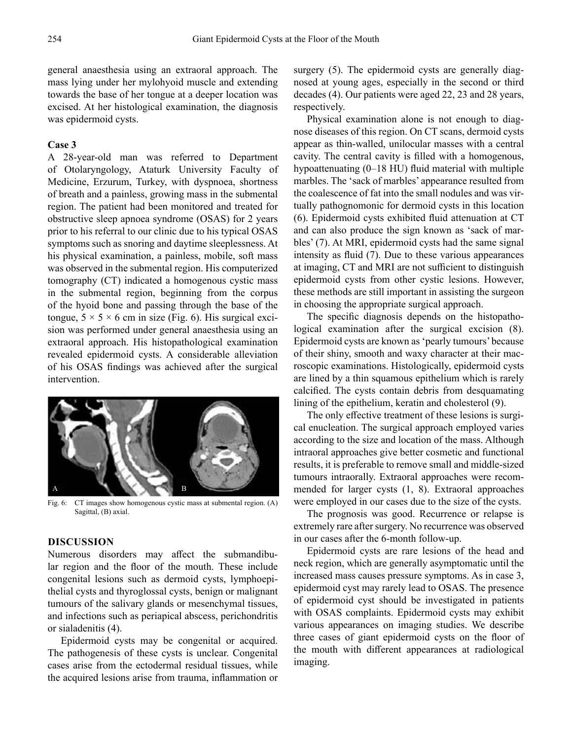general anaesthesia using an extraoral approach. The mass lying under her mylohyoid muscle and extending towards the base of her tongue at a deeper location was excised. At her histological examination, the diagnosis was epidermoid cysts.

### Case 3

A 28-year-old man was referred to Department of Otolaryngology, Ataturk University Faculty of Medicine, Erzurum, Turkey, with dyspnoea, shortness of breath and a painless, growing mass in the submental region. The patient had been monitored and treated for obstructive sleep apnoea syndrome (OSAS) for 2 years prior to his referral to our clinic due to his typical OSAS symptoms such as snoring and daytime sleeplessness. At his physical examination, a painless, mobile, soft mass was observed in the submental region. His computerized tomography (CT) indicated a homogenous cystic mass in the submental region, beginning from the corpus of the hyoid bone and passing through the base of the tongue, 5 × 5 × 6 cm in size (Fig. 6). His surgical excision was performed under general anaesthesia using an extraoral approach. His histopathological examination revealed epidermoid cysts. A considerable alleviation of his OSAS findings was achieved after the surgical intervention.

Fig. 6: CT images show homogenous cystic mass at submental region. (A) Sagittal, (B) axial.

## DISCUSSION

Numerous disorders may affect the submandibular region and the floor of the mouth. These include congenital lesions such as dermoid cysts, lymphoepithelial cysts and thyroglossal cysts, benign or malignant tumours of the salivary glands or mesenchymal tissues, and infections such as periapical abscess, perichondritis or sialadenitis (4).

Epidermoid cysts may be congenital or acquired. The pathogenesis of these cysts is unclear. Congenital cases arise from the ectodermal residual tissues, while the acquired lesions arise from trauma, inflammation or surgery (5). The epidermoid cysts are generally diagnosed at young ages, especially in the second or third decades (4). Our patients were aged 22, 23 and 28 years, respectively.

Physical examination alone is not enough to diagnose diseases of this region. On CT scans, dermoid cysts appear as thin-walled, unilocular masses with a central cavity. The central cavity is filled with a homogenous, hypoattenuating (0–18 HU) fluid material with multiple marbles. The 'sack of marbles' appearance resulted from the coalescence of fat into the small nodules and was virtually pathognomonic for dermoid cysts in this location (6). Epidermoid cysts exhibited fluid attenuation at CT and can also produce the sign known as 'sack of marbles' (7). At MRI, epidermoid cysts had the same signal intensity as fluid (7). Due to these various appearances at imaging, CT and MRI are not sufficient to distinguish epidermoid cysts from other cystic lesions. However, these methods are still important in assisting the surgeon in choosing the appropriate surgical approach.

The specific diagnosis depends on the histopathological examination after the surgical excision (8). Epidermoid cysts are known as 'pearly tumours' because of their shiny, smooth and waxy character at their macroscopic examinations. Histologically, epidermoid cysts are lined by a thin squamous epithelium which is rarely calcified. The cysts contain debris from desquamating lining of the epithelium, keratin and cholesterol (9).

The only effective treatment of these lesions is surgical enucleation. The surgical approach employed varies according to the size and location of the mass. Although intraoral approaches give better cosmetic and functional results, it is preferable to remove small and middle-sized tumours intraorally. Extraoral approaches were recommended for larger cysts (1, 8). Extraoral approaches were employed in our cases due to the size of the cysts.

The prognosis was good. Recurrence or relapse is extremely rare after surgery. No recurrence was observed in our cases after the 6-month follow-up.

Epidermoid cysts are rare lesions of the head and neck region, which are generally asymptomatic until the increased mass causes pressure symptoms. As in case 3, epidermoid cyst may rarely lead to OSAS. The presence of epidermoid cyst should be investigated in patients with OSAS complaints. Epidermoid cysts may exhibit various appearances on imaging studies. We describe three cases of giant epidermoid cysts on the floor of the mouth with different appearances at radiological imaging.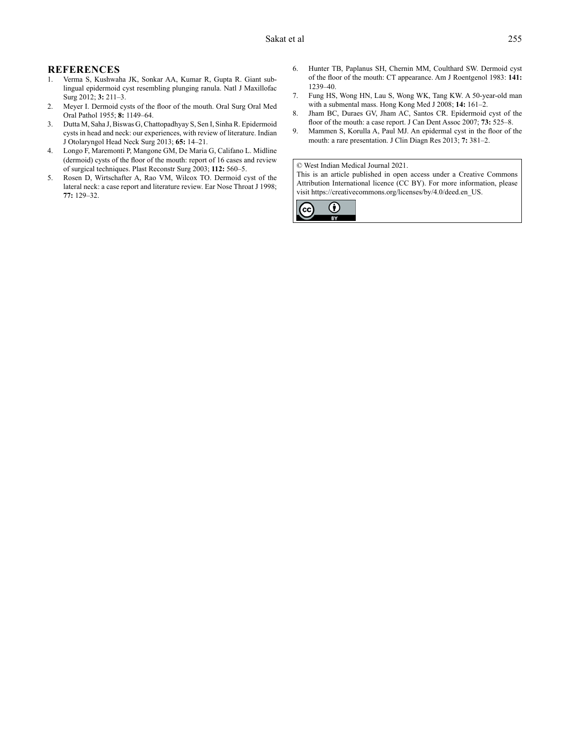## REFERENCES

1. Verma S, Kushwaha JK, Sonkar AA, Kumar R, Gupta R. Giant sublingual epidermoid cyst resembling plunging ranula. Natl J Maxillofac Surg 2012; **3:** 211–3.
2. Meyer I. Dermoid cysts of the floor of the mouth. Oral Surg Oral Med Oral Pathol 1955; **8:** 1149–64.
3. Dutta M, Saha J, Biswas G, Chattopadhyay S, Sen I, Sinha R. Epidermoid cysts in head and neck: our experiences, with review of literature. Indian J Otolaryngol Head Neck Surg 2013; **65:** 14–21.
4. Longo F, Maremonti P, Mangone GM, De Maria G, Califano L. Midline (dermoid) cysts of the floor of the mouth: report of 16 cases and review of surgical techniques. Plast Reconstr Surg 2003; **112:** 560–5.
5. Rosen D, Wirtschafter A, Rao VM, Wilcox TO. Dermoid cyst of the lateral neck: a case report and literature review. Ear Nose Throat J 1998; **77:** 129–32.
6. Hunter TB, Paplanus SH, Chernin MM, Coulthard SW. Dermoid cyst of the floor of the mouth: CT appearance. Am J Roentgenol 1983: **141:** 1239–40.
7. Fung HS, Wong HN, Lau S, Wong WK, Tang KW. A 50-year-old man with a submental mass. Hong Kong Med J 2008; **14:** 161–2.
8. Jham BC, Duraes GV, Jham AC, Santos CR. Epidermoid cyst of the floor of the mouth: a case report. J Can Dent Assoc 2007; **73:** 525–8.
9. Mammen S, Korulla A, Paul MJ. An epidermal cyst in the floor of the mouth: a rare presentation. J Clin Diagn Res 2013; **7:** 381–2.

© West Indian Medical Journal 2021.
This is an article published in open access under a Creative Commons Attribution International licence (CC BY). For more information, please visit https://creativecommons.org/licenses/by/4.0/deed.en_US.